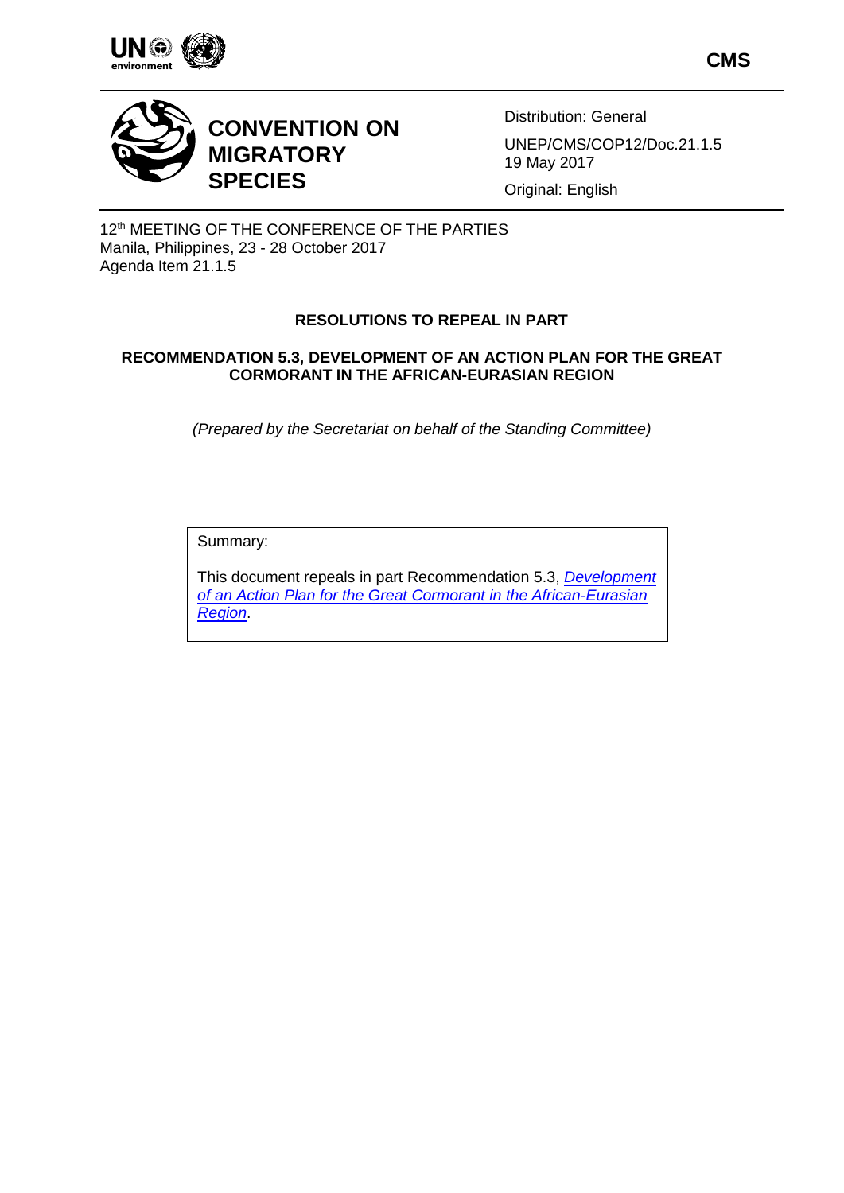CMS

# CONVENTION ON MIGRATORY SPECIES

Distribution: General

UNEP/CMS/COP12/Doc.21.1.5
19 May 2017

Original: English

12th MEETING OF THE CONFERENCE OF THE PARTIES
Manila, Philippines, 23 - 28 October 2017
Agenda Item 21.1.5

## RESOLUTIONS TO REPEAL IN PART

## RECOMMENDATION 5.3, DEVELOPMENT OF AN ACTION PLAN FOR THE GREAT CORMORANT IN THE AFRICAN-EURASIAN REGION

*(Prepared by the Secretariat on behalf of the Standing Committee)*

Summary:

This document repeals in part Recommendation 5.3, *Development of an Action Plan for the Great Cormorant in the African-Eurasian Region*.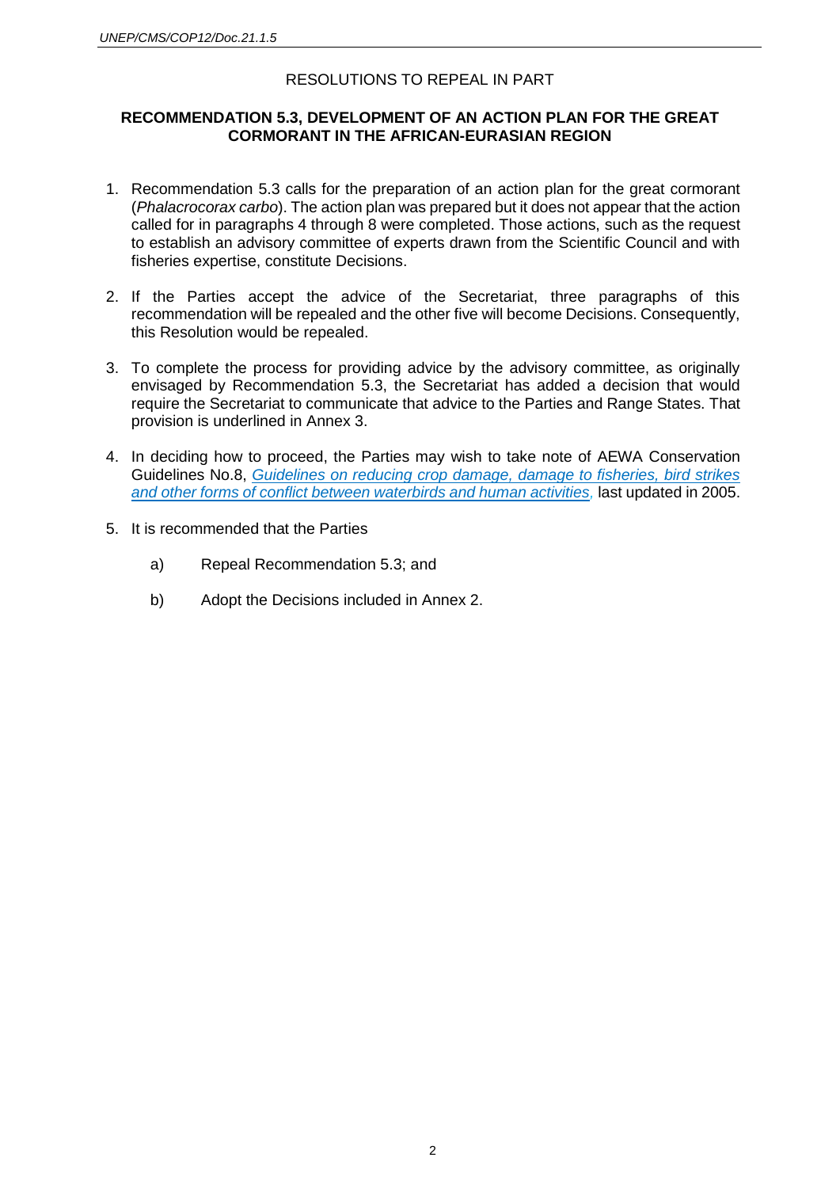RESOLUTIONS TO REPEAL IN PART

**RECOMMENDATION 5.3, DEVELOPMENT OF AN ACTION PLAN FOR THE GREAT CORMORANT IN THE AFRICAN-EURASIAN REGION**

1. Recommendation 5.3 calls for the preparation of an action plan for the great cormorant (*Phalacrocorax carbo*). The action plan was prepared but it does not appear that the action called for in paragraphs 4 through 8 were completed. Those actions, such as the request to establish an advisory committee of experts drawn from the Scientific Council and with fisheries expertise, constitute Decisions.

2. If the Parties accept the advice of the Secretariat, three paragraphs of this recommendation will be repealed and the other five will become Decisions. Consequently, this Resolution would be repealed.

3. To complete the process for providing advice by the advisory committee, as originally envisaged by Recommendation 5.3, the Secretariat has added a decision that would require the Secretariat to communicate that advice to the Parties and Range States. That provision is underlined in Annex 3.

4. In deciding how to proceed, the Parties may wish to take note of AEWA Conservation Guidelines No.8, *Guidelines on reducing crop damage, damage to fisheries, bird strikes and other forms of conflict between waterbirds and human activities,* last updated in 2005.

5. It is recommended that the Parties

   a) Repeal Recommendation 5.3; and

   b) Adopt the Decisions included in Annex 2.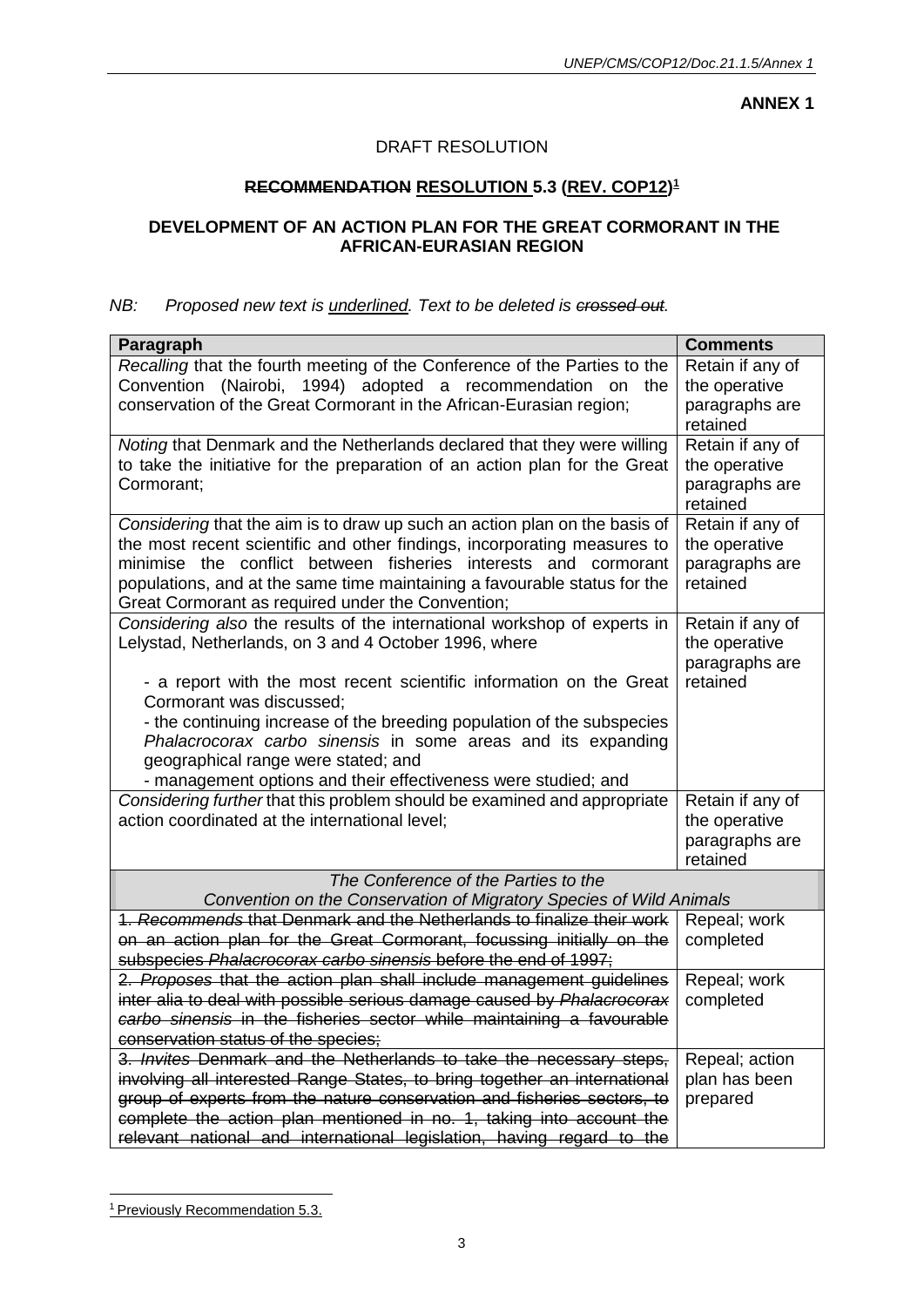**ANNEX 1**

DRAFT RESOLUTION

**~~RECOMMENDATION~~ <u>RESOLUTION</u> 5.3 (<u>REV. COP12</u>)[1]**

**DEVELOPMENT OF AN ACTION PLAN FOR THE GREAT CORMORANT IN THE AFRICAN-EURASIAN REGION**

*NB: Proposed new text is <u>underlined</u>. Text to be deleted is ~~crossed out~~.*

| Paragraph | Comments |
|---|---|
| *Recalling* that the fourth meeting of the Conference of the Parties to the Convention (Nairobi, 1994) adopted a recommendation on the conservation of the Great Cormorant in the African-Eurasian region; | Retain if any of the operative paragraphs are retained |
| *Noting* that Denmark and the Netherlands declared that they were willing to take the initiative for the preparation of an action plan for the Great Cormorant; | Retain if any of the operative paragraphs are retained |
| *Considering* that the aim is to draw up such an action plan on the basis of the most recent scientific and other findings, incorporating measures to minimise the conflict between fisheries interests and cormorant populations, and at the same time maintaining a favourable status for the Great Cormorant as required under the Convention; | Retain if any of the operative paragraphs are retained |
| *Considering also* the results of the international workshop of experts in Lelystad, Netherlands, on 3 and 4 October 1996, where<br><br>- a report with the most recent scientific information on the Great Cormorant was discussed;<br>- the continuing increase of the breeding population of the subspecies *Phalacrocorax carbo sinensis* in some areas and its expanding geographical range were stated; and<br>- management options and their effectiveness were studied; and | Retain if any of the operative paragraphs are retained |
| *Considering further* that this problem should be examined and appropriate action coordinated at the international level; | Retain if any of the operative paragraphs are retained |
| *The Conference of the Parties to the Convention on the Conservation of Migratory Species of Wild Animals* | |
| ~~1. *Recommends* that Denmark and the Netherlands to finalize their work on an action plan for the Great Cormorant, focussing initially on the subspecies *Phalacrocorax carbo sinensis* before the end of 1997;~~ | Repeal; work completed |
| ~~2. *Proposes* that the action plan shall include management guidelines inter alia to deal with possible serious damage caused by *Phalacrocorax carbo sinensis* in the fisheries sector while maintaining a favourable conservation status of the species;~~ | Repeal; work completed |
| ~~3. *Invites* Denmark and the Netherlands to take the necessary steps, involving all interested Range States, to bring together an international group of experts from the nature conservation and fisheries sectors, to complete the action plan mentioned in no. 1, taking into account the relevant national and international legislation, having regard to the~~ | Repeal; action plan has been prepared |

[1] <u>Previously Recommendation 5.3.</u>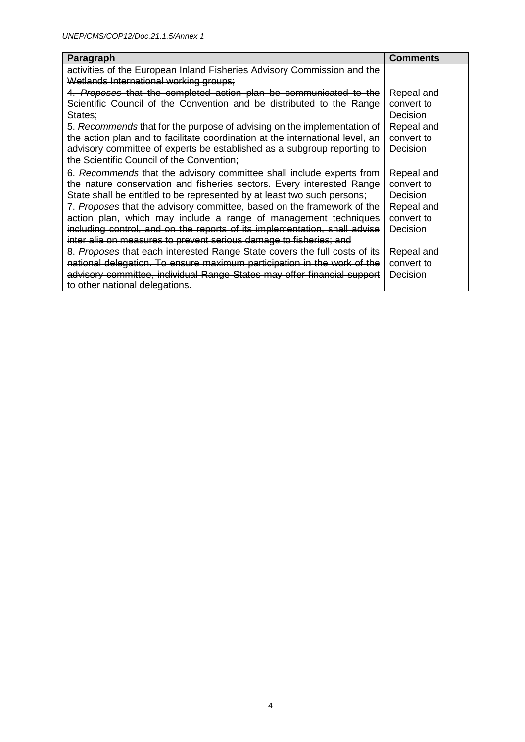| Paragraph | Comments |
|---|---|
| ~~activities of the European Inland Fisheries Advisory Commission and the Wetlands International working groups;~~ | |
| ~~4. *Proposes* that the completed action plan be communicated to the Scientific Council of the Convention and be distributed to the Range States;~~ | Repeal and convert to Decision |
| ~~5. *Recommends* that for the purpose of advising on the implementation of the action plan and to facilitate coordination at the international level, an advisory committee of experts be established as a subgroup reporting to the Scientific Council of the Convention;~~ | Repeal and convert to Decision |
| ~~6. *Recommends* that the advisory committee shall include experts from the nature conservation and fisheries sectors. Every interested Range State shall be entitled to be represented by at least two such persons;~~ | Repeal and convert to Decision |
| ~~7. *Proposes* that the advisory committee, based on the framework of the action plan, which may include a range of management techniques including control, and on the reports of its implementation, shall advise inter alia on measures to prevent serious damage to fisheries; and~~ | Repeal and convert to Decision |
| ~~8. *Proposes* that each interested Range State covers the full costs of its national delegation. To ensure maximum participation in the work of the advisory committee, individual Range States may offer financial support to other national delegations.~~ | Repeal and convert to Decision |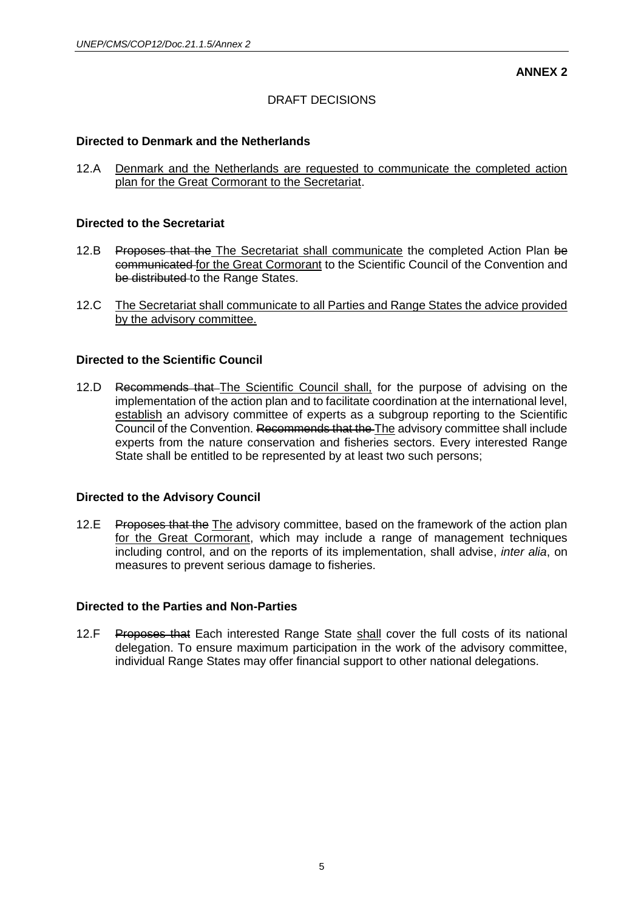**ANNEX 2**

DRAFT DECISIONS

**Directed to Denmark and the Netherlands**

12.A Denmark and the Netherlands are requested to communicate the completed action plan for the Great Cormorant to the Secretariat.

**Directed to the Secretariat**

12.B ~~Proposes that the~~ The Secretariat shall communicate the completed Action Plan ~~be communicated~~ for the Great Cormorant to the Scientific Council of the Convention and ~~be distributed~~ to the Range States.

12.C The Secretariat shall communicate to all Parties and Range States the advice provided by the advisory committee.

**Directed to the Scientific Council**

12.D ~~Recommends that~~ The Scientific Council shall, for the purpose of advising on the implementation of the action plan and to facilitate coordination at the international level, establish an advisory committee of experts as a subgroup reporting to the Scientific Council of the Convention. ~~Recommends that the~~ The advisory committee shall include experts from the nature conservation and fisheries sectors. Every interested Range State shall be entitled to be represented by at least two such persons;

**Directed to the Advisory Council**

12.E ~~Proposes that the~~ The advisory committee, based on the framework of the action plan for the Great Cormorant, which may include a range of management techniques including control, and on the reports of its implementation, shall advise, *inter alia*, on measures to prevent serious damage to fisheries.

**Directed to the Parties and Non-Parties**

12.F ~~Proposes that~~ Each interested Range State shall cover the full costs of its national delegation. To ensure maximum participation in the work of the advisory committee, individual Range States may offer financial support to other national delegations.